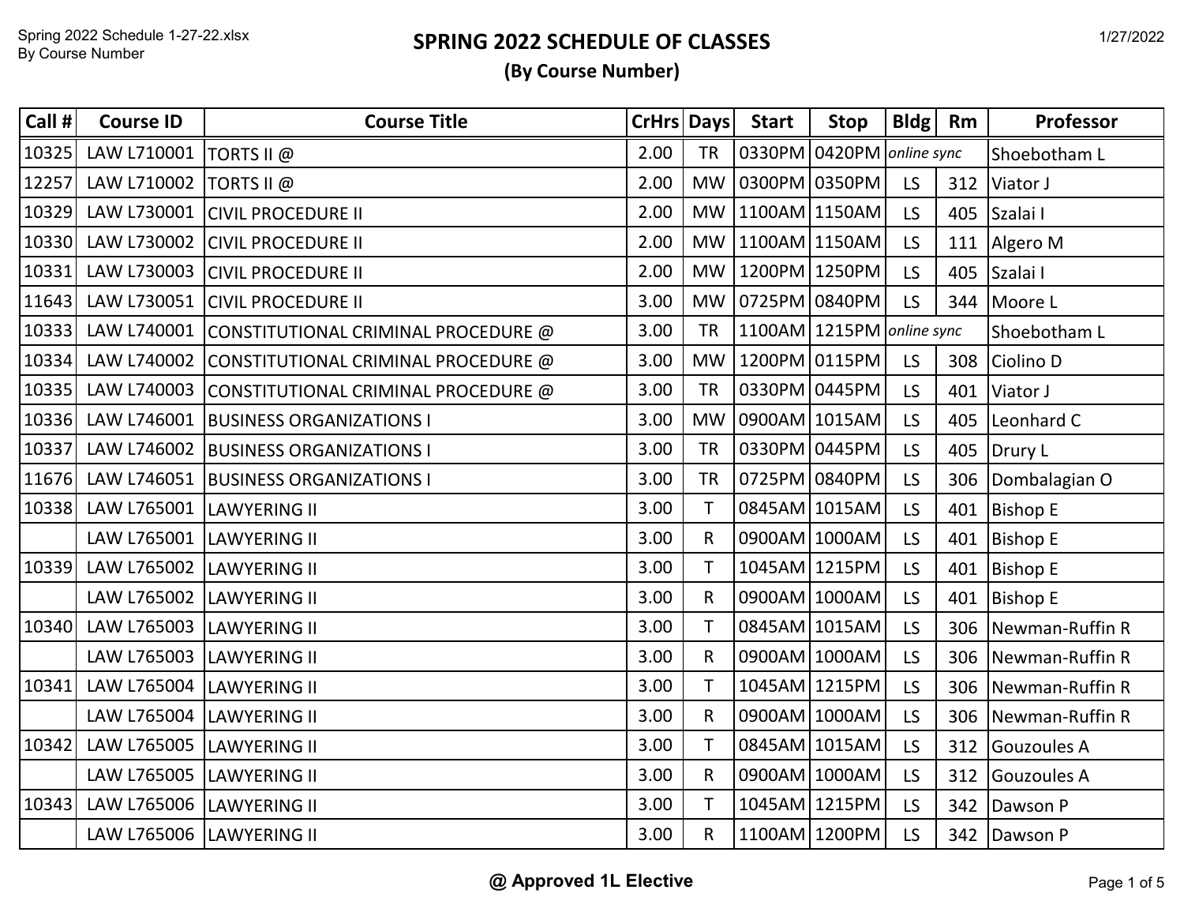# SPRING 2022 SCHEDULE OF CLASSES

## (By Course Number)

| Call # | Course ID | Course Title | CrHrs | Days | Start | Stop | Bldg | Rm | Professor |
|---|---|---|---|---|---|---|---|---|---|
| 10325 | LAW L710001 | TORTS II @ | 2.00 | TR | 0330PM | 0420PM | *online sync* | | Shoebotham L |
| 12257 | LAW L710002 | TORTS II @ | 2.00 | MW | 0300PM | 0350PM | LS | 312 | Viator J |
| 10329 | LAW L730001 | CIVIL PROCEDURE II | 2.00 | MW | 1100AM | 1150AM | LS | 405 | Szalai I |
| 10330 | LAW L730002 | CIVIL PROCEDURE II | 2.00 | MW | 1100AM | 1150AM | LS | 111 | Algero M |
| 10331 | LAW L730003 | CIVIL PROCEDURE II | 2.00 | MW | 1200PM | 1250PM | LS | 405 | Szalai I |
| 11643 | LAW L730051 | CIVIL PROCEDURE II | 3.00 | MW | 0725PM | 0840PM | LS | 344 | Moore L |
| 10333 | LAW L740001 | CONSTITUTIONAL CRIMINAL PROCEDURE @ | 3.00 | TR | 1100AM | 1215PM | *online sync* | | Shoebotham L |
| 10334 | LAW L740002 | CONSTITUTIONAL CRIMINAL PROCEDURE @ | 3.00 | MW | 1200PM | 0115PM | LS | 308 | Ciolino D |
| 10335 | LAW L740003 | CONSTITUTIONAL CRIMINAL PROCEDURE @ | 3.00 | TR | 0330PM | 0445PM | LS | 401 | Viator J |
| 10336 | LAW L746001 | BUSINESS ORGANIZATIONS I | 3.00 | MW | 0900AM | 1015AM | LS | 405 | Leonhard C |
| 10337 | LAW L746002 | BUSINESS ORGANIZATIONS I | 3.00 | TR | 0330PM | 0445PM | LS | 405 | Drury L |
| 11676 | LAW L746051 | BUSINESS ORGANIZATIONS I | 3.00 | TR | 0725PM | 0840PM | LS | 306 | Dombalagian O |
| 10338 | LAW L765001 | LAWYERING II | 3.00 | T | 0845AM | 1015AM | LS | 401 | Bishop E |
| | LAW L765001 | LAWYERING II | 3.00 | R | 0900AM | 1000AM | LS | 401 | Bishop E |
| 10339 | LAW L765002 | LAWYERING II | 3.00 | T | 1045AM | 1215PM | LS | 401 | Bishop E |
| | LAW L765002 | LAWYERING II | 3.00 | R | 0900AM | 1000AM | LS | 401 | Bishop E |
| 10340 | LAW L765003 | LAWYERING II | 3.00 | T | 0845AM | 1015AM | LS | 306 | Newman-Ruffin R |
| | LAW L765003 | LAWYERING II | 3.00 | R | 0900AM | 1000AM | LS | 306 | Newman-Ruffin R |
| 10341 | LAW L765004 | LAWYERING II | 3.00 | T | 1045AM | 1215PM | LS | 306 | Newman-Ruffin R |
| | LAW L765004 | LAWYERING II | 3.00 | R | 0900AM | 1000AM | LS | 306 | Newman-Ruffin R |
| 10342 | LAW L765005 | LAWYERING II | 3.00 | T | 0845AM | 1015AM | LS | 312 | Gouzoules A |
| | LAW L765005 | LAWYERING II | 3.00 | R | 0900AM | 1000AM | LS | 312 | Gouzoules A |
| 10343 | LAW L765006 | LAWYERING II | 3.00 | T | 1045AM | 1215PM | LS | 342 | Dawson P |
| | LAW L765006 | LAWYERING II | 3.00 | R | 1100AM | 1200PM | LS | 342 | Dawson P |

**@ Approved 1L Elective**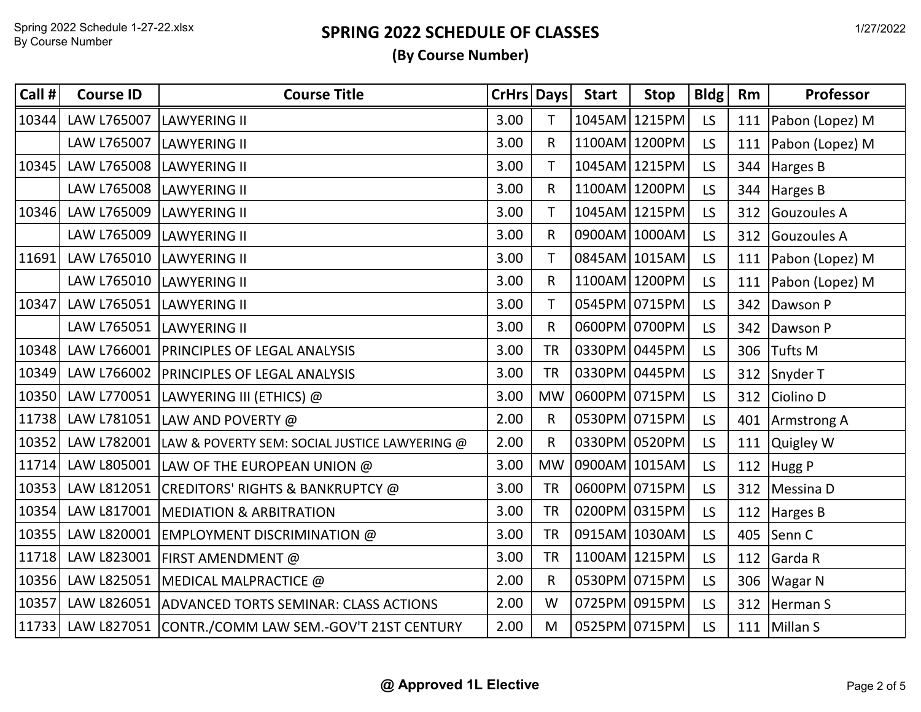# SPRING 2022 SCHEDULE OF CLASSES

**(By Course Number)**

| Call # | Course ID | Course Title | CrHrs | Days | Start | Stop | Bldg | Rm | Professor |
|---|---|---|---|---|---|---|---|---|---|
| 10344 | LAW L765007 | LAWYERING II | 3.00 | T | 1045AM | 1215PM | LS | 111 | Pabon (Lopez) M |
| | LAW L765007 | LAWYERING II | 3.00 | R | 1100AM | 1200PM | LS | 111 | Pabon (Lopez) M |
| 10345 | LAW L765008 | LAWYERING II | 3.00 | T | 1045AM | 1215PM | LS | 344 | Harges B |
| | LAW L765008 | LAWYERING II | 3.00 | R | 1100AM | 1200PM | LS | 344 | Harges B |
| 10346 | LAW L765009 | LAWYERING II | 3.00 | T | 1045AM | 1215PM | LS | 312 | Gouzoules A |
| | LAW L765009 | LAWYERING II | 3.00 | R | 0900AM | 1000AM | LS | 312 | Gouzoules A |
| 11691 | LAW L765010 | LAWYERING II | 3.00 | T | 0845AM | 1015AM | LS | 111 | Pabon (Lopez) M |
| | LAW L765010 | LAWYERING II | 3.00 | R | 1100AM | 1200PM | LS | 111 | Pabon (Lopez) M |
| 10347 | LAW L765051 | LAWYERING II | 3.00 | T | 0545PM | 0715PM | LS | 342 | Dawson P |
| | LAW L765051 | LAWYERING II | 3.00 | R | 0600PM | 0700PM | LS | 342 | Dawson P |
| 10348 | LAW L766001 | PRINCIPLES OF LEGAL ANALYSIS | 3.00 | TR | 0330PM | 0445PM | LS | 306 | Tufts M |
| 10349 | LAW L766002 | PRINCIPLES OF LEGAL ANALYSIS | 3.00 | TR | 0330PM | 0445PM | LS | 312 | Snyder T |
| 10350 | LAW L770051 | LAWYERING III (ETHICS) @ | 3.00 | MW | 0600PM | 0715PM | LS | 312 | Ciolino D |
| 11738 | LAW L781051 | LAW AND POVERTY @ | 2.00 | R | 0530PM | 0715PM | LS | 401 | Armstrong A |
| 10352 | LAW L782001 | LAW & POVERTY SEM: SOCIAL JUSTICE LAWYERING @ | 2.00 | R | 0330PM | 0520PM | LS | 111 | Quigley W |
| 11714 | LAW L805001 | LAW OF THE EUROPEAN UNION @ | 3.00 | MW | 0900AM | 1015AM | LS | 112 | Hugg P |
| 10353 | LAW L812051 | CREDITORS' RIGHTS & BANKRUPTCY @ | 3.00 | TR | 0600PM | 0715PM | LS | 312 | Messina D |
| 10354 | LAW L817001 | MEDIATION & ARBITRATION | 3.00 | TR | 0200PM | 0315PM | LS | 112 | Harges B |
| 10355 | LAW L820001 | EMPLOYMENT DISCRIMINATION @ | 3.00 | TR | 0915AM | 1030AM | LS | 405 | Senn C |
| 11718 | LAW L823001 | FIRST AMENDMENT @ | 3.00 | TR | 1100AM | 1215PM | LS | 112 | Garda R |
| 10356 | LAW L825051 | MEDICAL MALPRACTICE @ | 2.00 | R | 0530PM | 0715PM | LS | 306 | Wagar N |
| 10357 | LAW L826051 | ADVANCED TORTS SEMINAR: CLASS ACTIONS | 2.00 | W | 0725PM | 0915PM | LS | 312 | Herman S |
| 11733 | LAW L827051 | CONTR./COMM LAW SEM.-GOV'T 21ST CENTURY | 2.00 | M | 0525PM | 0715PM | LS | 111 | Millan S |

**@ Approved 1L Elective**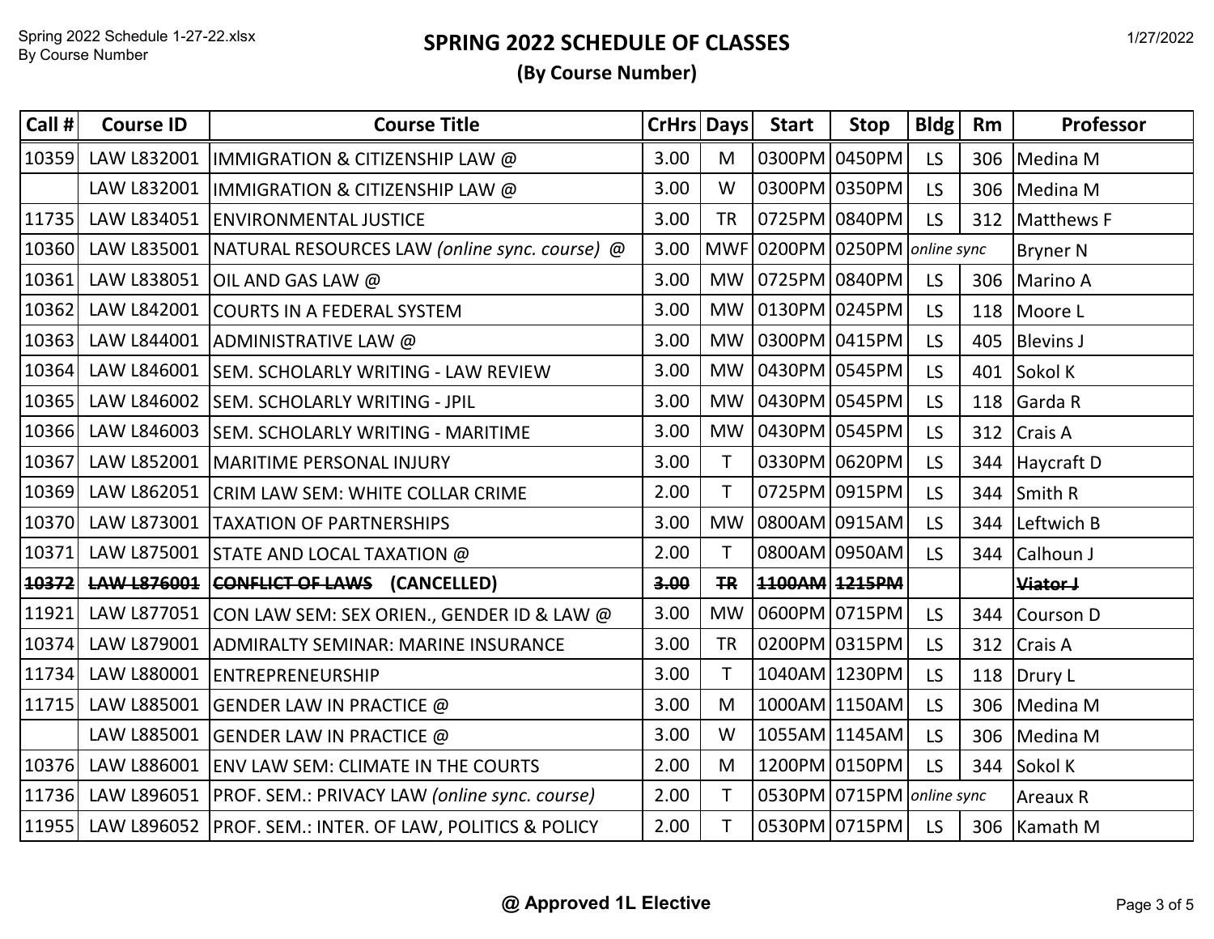# SPRING 2022 SCHEDULE OF CLASSES

**(By Course Number)**

| Call # | Course ID | Course Title | CrHrs | Days | Start | Stop | Bldg | Rm | Professor |
|---|---|---|---|---|---|---|---|---|---|
| 10359 | LAW L832001 | IMMIGRATION & CITIZENSHIP LAW @ | 3.00 | M | 0300PM | 0450PM | LS | 306 | Medina M |
| | LAW L832001 | IMMIGRATION & CITIZENSHIP LAW @ | 3.00 | W | 0300PM | 0350PM | LS | 306 | Medina M |
| 11735 | LAW L834051 | ENVIRONMENTAL JUSTICE | 3.00 | TR | 0725PM | 0840PM | LS | 312 | Matthews F |
| 10360 | LAW L835001 | NATURAL RESOURCES LAW *(online sync. course)* @ | 3.00 | MWF | 0200PM | 0250PM | *online sync* | | Bryner N |
| 10361 | LAW L838051 | OIL AND GAS LAW @ | 3.00 | MW | 0725PM | 0840PM | LS | 306 | Marino A |
| 10362 | LAW L842001 | COURTS IN A FEDERAL SYSTEM | 3.00 | MW | 0130PM | 0245PM | LS | 118 | Moore L |
| 10363 | LAW L844001 | ADMINISTRATIVE LAW @ | 3.00 | MW | 0300PM | 0415PM | LS | 405 | Blevins J |
| 10364 | LAW L846001 | SEM. SCHOLARLY WRITING - LAW REVIEW | 3.00 | MW | 0430PM | 0545PM | LS | 401 | Sokol K |
| 10365 | LAW L846002 | SEM. SCHOLARLY WRITING - JPIL | 3.00 | MW | 0430PM | 0545PM | LS | 118 | Garda R |
| 10366 | LAW L846003 | SEM. SCHOLARLY WRITING - MARITIME | 3.00 | MW | 0430PM | 0545PM | LS | 312 | Crais A |
| 10367 | LAW L852001 | MARITIME PERSONAL INJURY | 3.00 | T | 0330PM | 0620PM | LS | 344 | Haycraft D |
| 10369 | LAW L862051 | CRIM LAW SEM: WHITE COLLAR CRIME | 2.00 | T | 0725PM | 0915PM | LS | 344 | Smith R |
| 10370 | LAW L873001 | TAXATION OF PARTNERSHIPS | 3.00 | MW | 0800AM | 0915AM | LS | 344 | Leftwich B |
| 10371 | LAW L875001 | STATE AND LOCAL TAXATION @ | 2.00 | T | 0800AM | 0950AM | LS | 344 | Calhoun J |
| **~~10372~~** | **~~LAW L876001~~** | **~~CONFLICT OF LAWS~~ (CANCELLED)** | **~~3.00~~** | **~~TR~~** | **~~1100AM~~** | **~~1215PM~~** | | | **~~Viator J~~** |
| 11921 | LAW L877051 | CON LAW SEM: SEX ORIEN., GENDER ID & LAW @ | 3.00 | MW | 0600PM | 0715PM | LS | 344 | Courson D |
| 10374 | LAW L879001 | ADMIRALTY SEMINAR: MARINE INSURANCE | 3.00 | TR | 0200PM | 0315PM | LS | 312 | Crais A |
| 11734 | LAW L880001 | ENTREPRENEURSHIP | 3.00 | T | 1040AM | 1230PM | LS | 118 | Drury L |
| 11715 | LAW L885001 | GENDER LAW IN PRACTICE @ | 3.00 | M | 1000AM | 1150AM | LS | 306 | Medina M |
| | LAW L885001 | GENDER LAW IN PRACTICE @ | 3.00 | W | 1055AM | 1145AM | LS | 306 | Medina M |
| 10376 | LAW L886001 | ENV LAW SEM: CLIMATE IN THE COURTS | 2.00 | M | 1200PM | 0150PM | LS | 344 | Sokol K |
| 11736 | LAW L896051 | PROF. SEM.: PRIVACY LAW *(online sync. course)* | 2.00 | T | 0530PM | 0715PM | *online sync* | | Areaux R |
| 11955 | LAW L896052 | PROF. SEM.: INTER. OF LAW, POLITICS & POLICY | 2.00 | T | 0530PM | 0715PM | LS | 306 | Kamath M |

**@ Approved 1L Elective**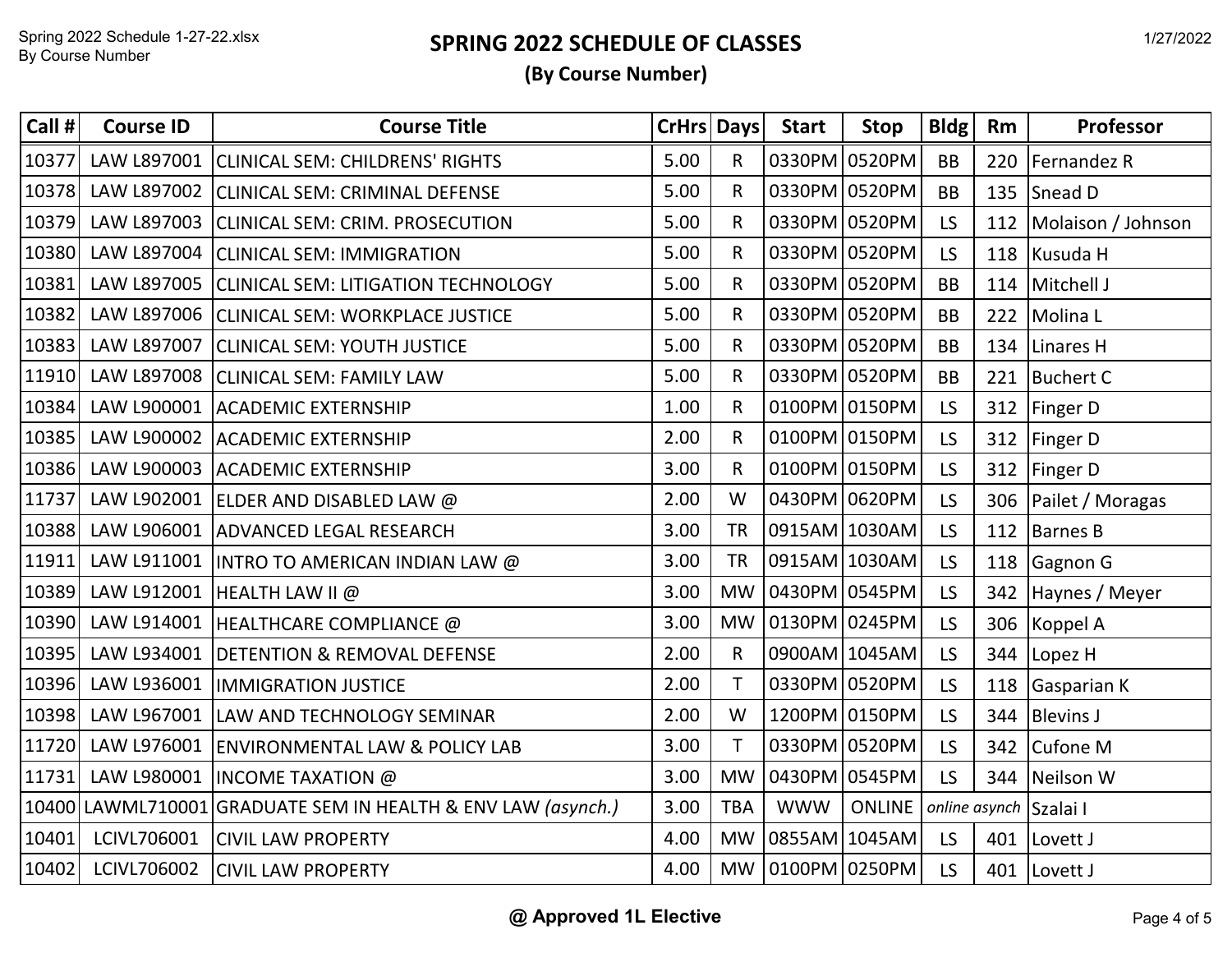# SPRING 2022 SCHEDULE OF CLASSES

**(By Course Number)**

| Call # | Course ID | Course Title | CrHrs | Days | Start | Stop | Bldg | Rm | Professor |
|---|---|---|---|---|---|---|---|---|---|
| 10377 | LAW L897001 | CLINICAL SEM: CHILDRENS' RIGHTS | 5.00 | R | 0330PM | 0520PM | BB | 220 | Fernandez R |
| 10378 | LAW L897002 | CLINICAL SEM: CRIMINAL DEFENSE | 5.00 | R | 0330PM | 0520PM | BB | 135 | Snead D |
| 10379 | LAW L897003 | CLINICAL SEM: CRIM. PROSECUTION | 5.00 | R | 0330PM | 0520PM | LS | 112 | Molaison / Johnson |
| 10380 | LAW L897004 | CLINICAL SEM: IMMIGRATION | 5.00 | R | 0330PM | 0520PM | LS | 118 | Kusuda H |
| 10381 | LAW L897005 | CLINICAL SEM: LITIGATION TECHNOLOGY | 5.00 | R | 0330PM | 0520PM | BB | 114 | Mitchell J |
| 10382 | LAW L897006 | CLINICAL SEM: WORKPLACE JUSTICE | 5.00 | R | 0330PM | 0520PM | BB | 222 | Molina L |
| 10383 | LAW L897007 | CLINICAL SEM: YOUTH JUSTICE | 5.00 | R | 0330PM | 0520PM | BB | 134 | Linares H |
| 11910 | LAW L897008 | CLINICAL SEM: FAMILY LAW | 5.00 | R | 0330PM | 0520PM | BB | 221 | Buchert C |
| 10384 | LAW L900001 | ACADEMIC EXTERNSHIP | 1.00 | R | 0100PM | 0150PM | LS | 312 | Finger D |
| 10385 | LAW L900002 | ACADEMIC EXTERNSHIP | 2.00 | R | 0100PM | 0150PM | LS | 312 | Finger D |
| 10386 | LAW L900003 | ACADEMIC EXTERNSHIP | 3.00 | R | 0100PM | 0150PM | LS | 312 | Finger D |
| 11737 | LAW L902001 | ELDER AND DISABLED LAW @ | 2.00 | W | 0430PM | 0620PM | LS | 306 | Pailet / Moragas |
| 10388 | LAW L906001 | ADVANCED LEGAL RESEARCH | 3.00 | TR | 0915AM | 1030AM | LS | 112 | Barnes B |
| 11911 | LAW L911001 | INTRO TO AMERICAN INDIAN LAW @ | 3.00 | TR | 0915AM | 1030AM | LS | 118 | Gagnon G |
| 10389 | LAW L912001 | HEALTH LAW II @ | 3.00 | MW | 0430PM | 0545PM | LS | 342 | Haynes / Meyer |
| 10390 | LAW L914001 | HEALTHCARE COMPLIANCE @ | 3.00 | MW | 0130PM | 0245PM | LS | 306 | Koppel A |
| 10395 | LAW L934001 | DETENTION & REMOVAL DEFENSE | 2.00 | R | 0900AM | 1045AM | LS | 344 | Lopez H |
| 10396 | LAW L936001 | IMMIGRATION JUSTICE | 2.00 | T | 0330PM | 0520PM | LS | 118 | Gasparian K |
| 10398 | LAW L967001 | LAW AND TECHNOLOGY SEMINAR | 2.00 | W | 1200PM | 0150PM | LS | 344 | Blevins J |
| 11720 | LAW L976001 | ENVIRONMENTAL LAW & POLICY LAB | 3.00 | T | 0330PM | 0520PM | LS | 342 | Cufone M |
| 11731 | LAW L980001 | INCOME TAXATION @ | 3.00 | MW | 0430PM | 0545PM | LS | 344 | Neilson W |
| 10400 | LAWML710001 | GRADUATE SEM IN HEALTH & ENV LAW *(asynch.)* | 3.00 | TBA | WWW | ONLINE | *online asynch* | | Szalai I |
| 10401 | LCIVL706001 | CIVIL LAW PROPERTY | 4.00 | MW | 0855AM | 1045AM | LS | 401 | Lovett J |
| 10402 | LCIVL706002 | CIVIL LAW PROPERTY | 4.00 | MW | 0100PM | 0250PM | LS | 401 | Lovett J |

**@ Approved 1L Elective**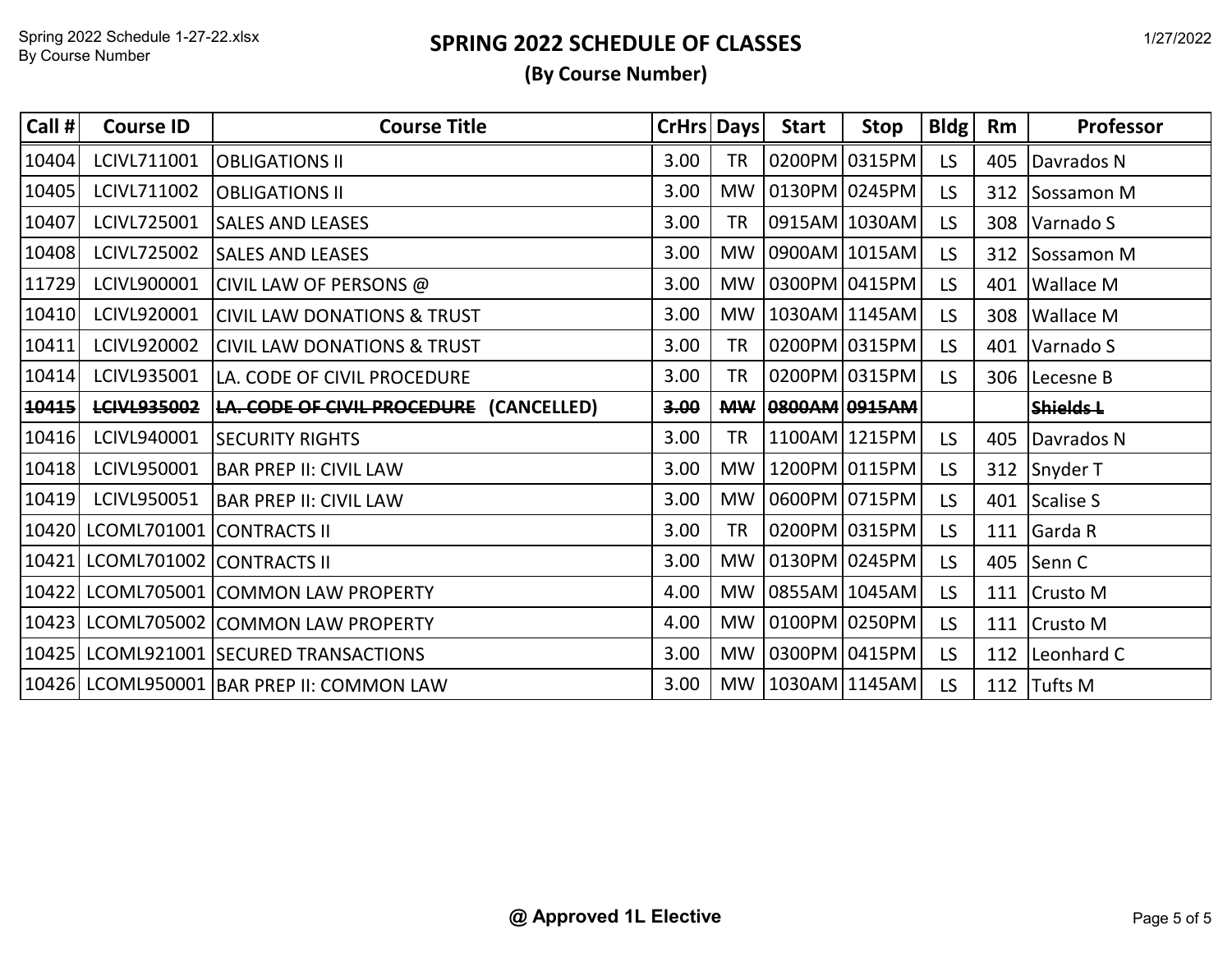# SPRING 2022 SCHEDULE OF CLASSES

## (By Course Number)

| Call # | Course ID | Course Title | CrHrs | Days | Start | Stop | Bldg | Rm | Professor |
|---|---|---|---|---|---|---|---|---|---|
| 10404 | LCIVL711001 | OBLIGATIONS II | 3.00 | TR | 0200PM | 0315PM | LS | 405 | Davrados N |
| 10405 | LCIVL711002 | OBLIGATIONS II | 3.00 | MW | 0130PM | 0245PM | LS | 312 | Sossamon M |
| 10407 | LCIVL725001 | SALES AND LEASES | 3.00 | TR | 0915AM | 1030AM | LS | 308 | Varnado S |
| 10408 | LCIVL725002 | SALES AND LEASES | 3.00 | MW | 0900AM | 1015AM | LS | 312 | Sossamon M |
| 11729 | LCIVL900001 | CIVIL LAW OF PERSONS @ | 3.00 | MW | 0300PM | 0415PM | LS | 401 | Wallace M |
| 10410 | LCIVL920001 | CIVIL LAW DONATIONS & TRUST | 3.00 | MW | 1030AM | 1145AM | LS | 308 | Wallace M |
| 10411 | LCIVL920002 | CIVIL LAW DONATIONS & TRUST | 3.00 | TR | 0200PM | 0315PM | LS | 401 | Varnado S |
| 10414 | LCIVL935001 | LA. CODE OF CIVIL PROCEDURE | 3.00 | TR | 0200PM | 0315PM | LS | 306 | Lecesne B |
| ~~10415~~ | ~~LCIVL935002~~ | ~~LA. CODE OF CIVIL PROCEDURE~~ **(CANCELLED)** | ~~3.00~~ | ~~MW~~ | ~~0800AM~~ | ~~0915AM~~ | | | ~~Shields L~~ |
| 10416 | LCIVL940001 | SECURITY RIGHTS | 3.00 | TR | 1100AM | 1215PM | LS | 405 | Davrados N |
| 10418 | LCIVL950001 | BAR PREP II: CIVIL LAW | 3.00 | MW | 1200PM | 0115PM | LS | 312 | Snyder T |
| 10419 | LCIVL950051 | BAR PREP II: CIVIL LAW | 3.00 | MW | 0600PM | 0715PM | LS | 401 | Scalise S |
| 10420 | LCOML701001 | CONTRACTS II | 3.00 | TR | 0200PM | 0315PM | LS | 111 | Garda R |
| 10421 | LCOML701002 | CONTRACTS II | 3.00 | MW | 0130PM | 0245PM | LS | 405 | Senn C |
| 10422 | LCOML705001 | COMMON LAW PROPERTY | 4.00 | MW | 0855AM | 1045AM | LS | 111 | Crusto M |
| 10423 | LCOML705002 | COMMON LAW PROPERTY | 4.00 | MW | 0100PM | 0250PM | LS | 111 | Crusto M |
| 10425 | LCOML921001 | SECURED TRANSACTIONS | 3.00 | MW | 0300PM | 0415PM | LS | 112 | Leonhard C |
| 10426 | LCOML950001 | BAR PREP II: COMMON LAW | 3.00 | MW | 1030AM | 1145AM | LS | 112 | Tufts M |

**@ Approved 1L Elective**